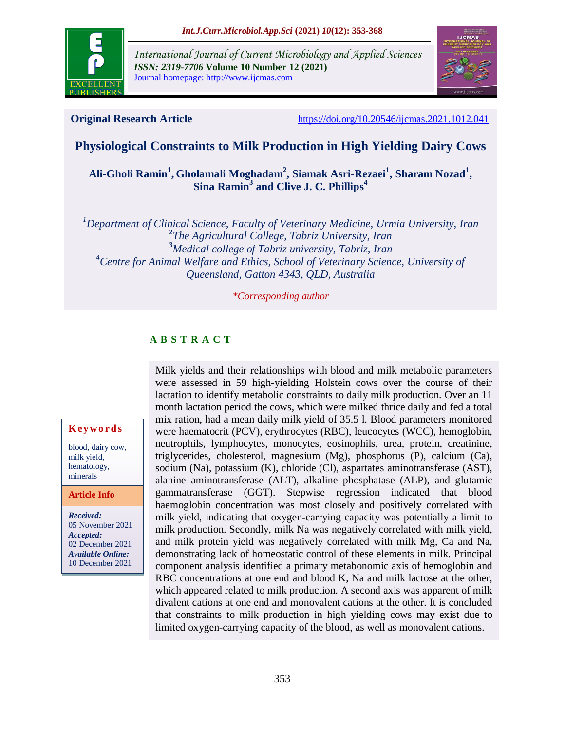International Journal of Current Microbiology and Applied Sciences
**ISSN: 2319-7706 Volume 10 Number 12 (2021)**
Journal homepage: http://www.ijcmas.com

**Original Research Article** https://doi.org/10.20546/ijcmas.2021.1012.041

# Physiological Constraints to Milk Production in High Yielding Dairy Cows

**Ali-Gholi Ramin[1], Gholamali Moghadam[2], Siamak Asri-Rezaei[1], Sharam Nozad[1], Sina Ramin[3] and Clive J. C. Phillips[4]**

*[1]Department of Clinical Science, Faculty of Veterinary Medicine, Urmia University, Iran*
*[2]The Agricultural College, Tabriz University, Iran*
*[3]Medical college of Tabriz university, Tabriz, Iran*
*[4]Centre for Animal Welfare and Ethics, School of Veterinary Science, University of Queensland, Gatton 4343, QLD, Australia*

*\*Corresponding author*

## ABSTRACT

**Keywords**

blood, dairy cow, milk yield, hematology, minerals

**Article Info**

***Received:*** 05 November 2021
***Accepted:*** 02 December 2021
***Available Online:*** 10 December 2021

Milk yields and their relationships with blood and milk metabolic parameters were assessed in 59 high-yielding Holstein cows over the course of their lactation to identify metabolic constraints to daily milk production. Over an 11 month lactation period the cows, which were milked thrice daily and fed a total mix ration, had a mean daily milk yield of 35.5 l. Blood parameters monitored were haematocrit (PCV), erythrocytes (RBC), leucocytes (WCC), hemoglobin, neutrophils, lymphocytes, monocytes, eosinophils, urea, protein, creatinine, triglycerides, cholesterol, magnesium (Mg), phosphorus (P), calcium (Ca), sodium (Na), potassium (K), chloride (Cl), aspartates aminotransferase (AST), alanine aminotransferase (ALT), alkaline phosphatase (ALP), and glutamic gammatransferase (GGT). Stepwise regression indicated that blood haemoglobin concentration was most closely and positively correlated with milk yield, indicating that oxygen-carrying capacity was potentially a limit to milk production. Secondly, milk Na was negatively correlated with milk yield, and milk protein yield was negatively correlated with milk Mg, Ca and Na, demonstrating lack of homeostatic control of these elements in milk. Principal component analysis identified a primary metabonomic axis of hemoglobin and RBC concentrations at one end and blood K, Na and milk lactose at the other, which appeared related to milk production. A second axis was apparent of milk divalent cations at one end and monovalent cations at the other. It is concluded that constraints to milk production in high yielding cows may exist due to limited oxygen-carrying capacity of the blood, as well as monovalent cations.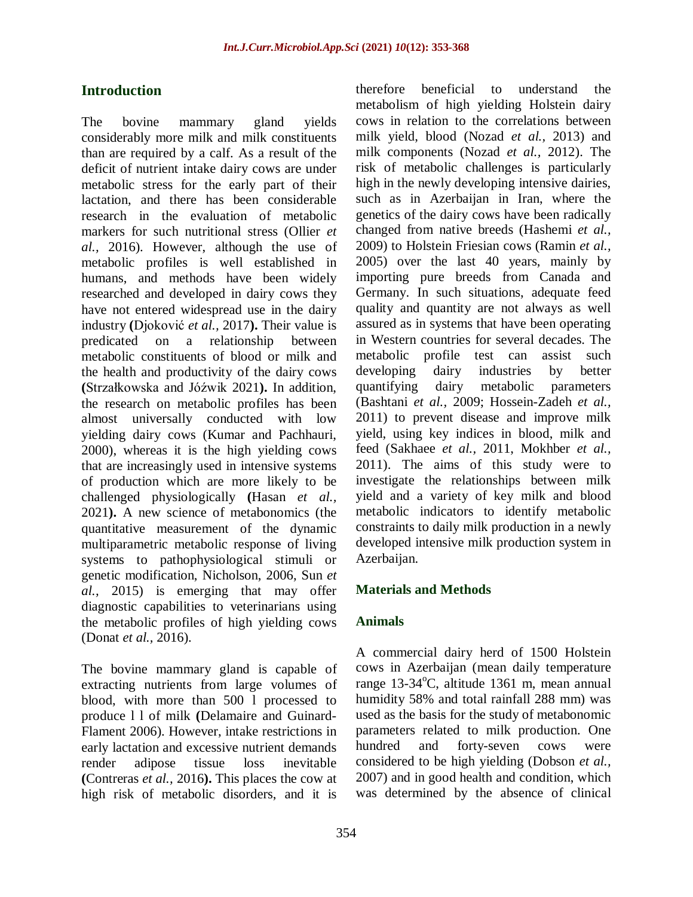## Introduction

The bovine mammary gland yields considerably more milk and milk constituents than are required by a calf. As a result of the deficit of nutrient intake dairy cows are under metabolic stress for the early part of their lactation, and there has been considerable research in the evaluation of metabolic markers for such nutritional stress (Ollier *et al.,* 2016). However, although the use of metabolic profiles is well established in humans, and methods have been widely researched and developed in dairy cows they have not entered widespread use in the dairy industry **(**Djoković *et al.,* 2017**).** Their value is predicated on a relationship between metabolic constituents of blood or milk and the health and productivity of the dairy cows **(**Strzałkowska and Jóźwik 2021**).** In addition, the research on metabolic profiles has been almost universally conducted with low yielding dairy cows (Kumar and Pachhauri, 2000), whereas it is the high yielding cows that are increasingly used in intensive systems of production which are more likely to be challenged physiologically **(**Hasan *et al.,* 2021**).** A new science of metabonomics (the quantitative measurement of the dynamic multiparametric metabolic response of living systems to pathophysiological stimuli or genetic modification, Nicholson, 2006, Sun *et al.,* 2015) is emerging that may offer diagnostic capabilities to veterinarians using the metabolic profiles of high yielding cows (Donat *et al.,* 2016).

The bovine mammary gland is capable of extracting nutrients from large volumes of blood, with more than 500 l processed to produce l l of milk **(**Delamaire and Guinard-Flament 2006). However, intake restrictions in early lactation and excessive nutrient demands render adipose tissue loss inevitable **(**Contreras *et al.,* 2016**).** This places the cow at high risk of metabolic disorders, and it is therefore beneficial to understand the metabolism of high yielding Holstein dairy cows in relation to the correlations between milk yield, blood (Nozad *et al.,* 2013) and milk components (Nozad *et al.,* 2012). The risk of metabolic challenges is particularly high in the newly developing intensive dairies, such as in Azerbaijan in Iran, where the genetics of the dairy cows have been radically changed from native breeds (Hashemi *et al.,* 2009) to Holstein Friesian cows (Ramin *et al.,* 2005) over the last 40 years, mainly by importing pure breeds from Canada and Germany. In such situations, adequate feed quality and quantity are not always as well assured as in systems that have been operating in Western countries for several decades. The metabolic profile test can assist such developing dairy industries by better quantifying dairy metabolic parameters (Bashtani *et al.,* 2009; Hossein-Zadeh *et al.,* 2011) to prevent disease and improve milk yield, using key indices in blood, milk and feed (Sakhaee *et al.,* 2011, Mokhber *et al.,* 2011). The aims of this study were to investigate the relationships between milk yield and a variety of key milk and blood metabolic indicators to identify metabolic constraints to daily milk production in a newly developed intensive milk production system in Azerbaijan.

## Materials and Methods

### Animals

A commercial dairy herd of 1500 Holstein cows in Azerbaijan (mean daily temperature range 13-34°C, altitude 1361 m, mean annual humidity 58% and total rainfall 288 mm) was used as the basis for the study of metabonomic parameters related to milk production. One hundred and forty-seven cows were considered to be high yielding (Dobson *et al.,* 2007) and in good health and condition, which was determined by the absence of clinical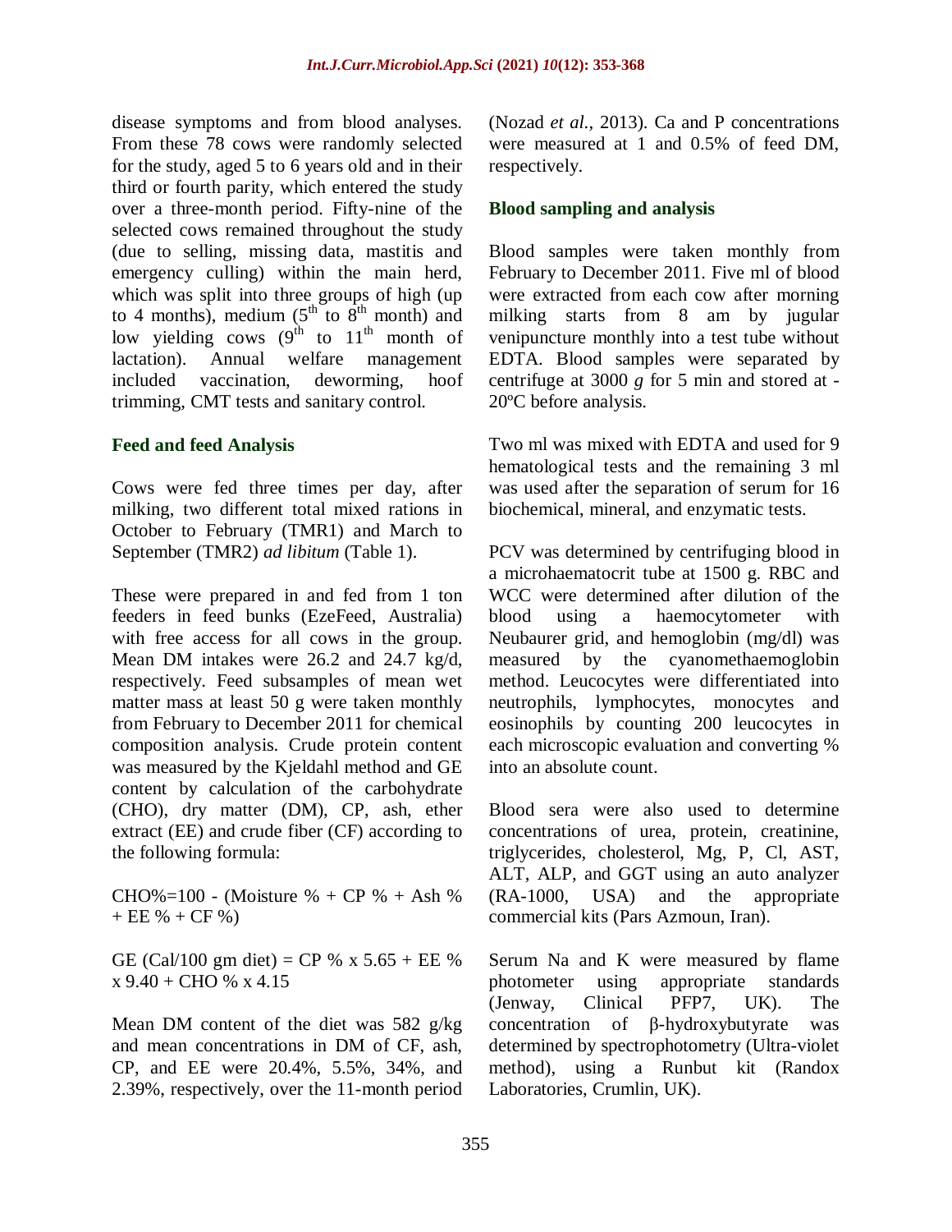disease symptoms and from blood analyses. From these 78 cows were randomly selected for the study, aged 5 to 6 years old and in their third or fourth parity, which entered the study over a three-month period. Fifty-nine of the selected cows remained throughout the study (due to selling, missing data, mastitis and emergency culling) within the main herd, which was split into three groups of high (up to 4 months), medium ($5^{th}$ to $8^{th}$ month) and low yielding cows ($9^{th}$ to $11^{th}$ month of lactation). Annual welfare management included vaccination, deworming, hoof trimming, CMT tests and sanitary control.

## Feed and feed Analysis

Cows were fed three times per day, after milking, two different total mixed rations in October to February (TMR1) and March to September (TMR2) *ad libitum* (Table 1).

These were prepared in and fed from 1 ton feeders in feed bunks (EzeFeed, Australia) with free access for all cows in the group. Mean DM intakes were 26.2 and 24.7 kg/d, respectively. Feed subsamples of mean wet matter mass at least 50 g were taken monthly from February to December 2011 for chemical composition analysis. Crude protein content was measured by the Kjeldahl method and GE content by calculation of the carbohydrate (CHO), dry matter (DM), CP, ash, ether extract (EE) and crude fiber (CF) according to the following formula:

CHO%=100 - (Moisture % + CP % + Ash % + EE % + CF %)

GE (Cal/100 gm diet) = CP % x 5.65 + EE % x 9.40 + CHO % x 4.15

Mean DM content of the diet was 582 g/kg and mean concentrations in DM of CF, ash, CP, and EE were 20.4%, 5.5%, 34%, and 2.39%, respectively, over the 11-month period (Nozad *et al.,* 2013). Ca and P concentrations were measured at 1 and 0.5% of feed DM, respectively.

## Blood sampling and analysis

Blood samples were taken monthly from February to December 2011. Five ml of blood were extracted from each cow after morning milking starts from 8 am by jugular venipuncture monthly into a test tube without EDTA. Blood samples were separated by centrifuge at 3000 *g* for 5 min and stored at -20ºC before analysis.

Two ml was mixed with EDTA and used for 9 hematological tests and the remaining 3 ml was used after the separation of serum for 16 biochemical, mineral, and enzymatic tests.

PCV was determined by centrifuging blood in a microhaematocrit tube at 1500 g. RBC and WCC were determined after dilution of the blood using a haemocytometer with Neubaurer grid, and hemoglobin (mg/dl) was measured by the cyanomethaemoglobin method. Leucocytes were differentiated into neutrophils, lymphocytes, monocytes and eosinophils by counting 200 leucocytes in each microscopic evaluation and converting % into an absolute count.

Blood sera were also used to determine concentrations of urea, protein, creatinine, triglycerides, cholesterol, Mg, P, Cl, AST, ALT, ALP, and GGT using an auto analyzer (RA-1000, USA) and the appropriate commercial kits (Pars Azmoun, Iran).

Serum Na and K were measured by flame photometer using appropriate standards (Jenway, Clinical PFP7, UK). The concentration of β-hydroxybutyrate was determined by spectrophotometry (Ultra-violet method), using a Runbut kit (Randox Laboratories, Crumlin, UK).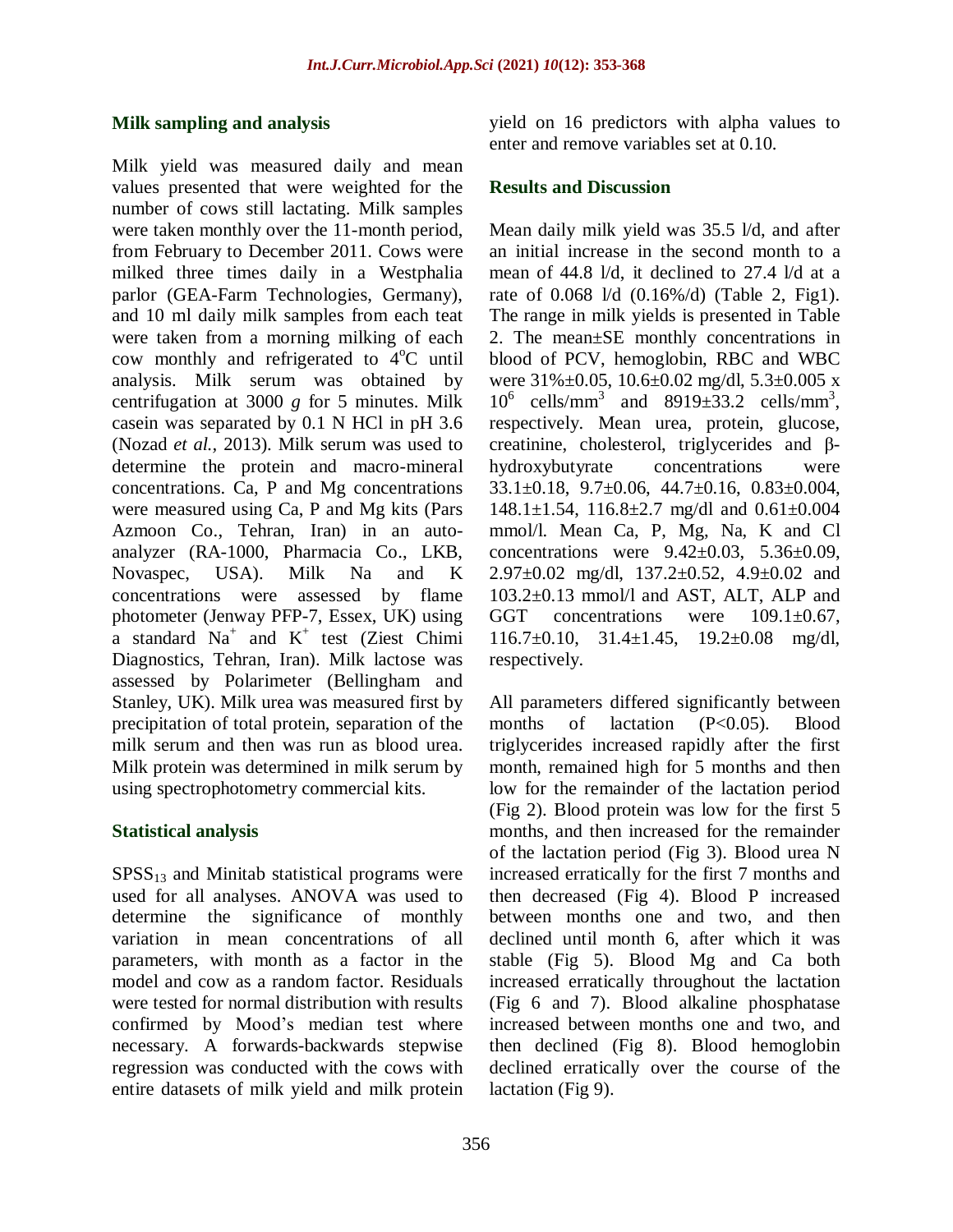### Milk sampling and analysis

Milk yield was measured daily and mean values presented that were weighted for the number of cows still lactating. Milk samples were taken monthly over the 11-month period, from February to December 2011. Cows were milked three times daily in a Westphalia parlor (GEA-Farm Technologies, Germany), and 10 ml daily milk samples from each teat were taken from a morning milking of each cow monthly and refrigerated to $4^{o}C$ until analysis. Milk serum was obtained by centrifugation at 3000 *g* for 5 minutes. Milk casein was separated by 0.1 N HCl in pH 3.6 (Nozad *et al.,* 2013). Milk serum was used to determine the protein and macro-mineral concentrations. Ca, P and Mg concentrations were measured using Ca, P and Mg kits (Pars Azmoon Co., Tehran, Iran) in an auto-analyzer (RA-1000, Pharmacia Co., LKB, Novaspec, USA). Milk Na and K concentrations were assessed by flame photometer (Jenway PFP-7, Essex, UK) using a standard $Na^{+}$ and $K^{+}$ test (Ziest Chimi Diagnostics, Tehran, Iran). Milk lactose was assessed by Polarimeter (Bellingham and Stanley, UK). Milk urea was measured first by precipitation of total protein, separation of the milk serum and then was run as blood urea. Milk protein was determined in milk serum by using spectrophotometry commercial kits.

### Statistical analysis

$SPSS_{13}$ and Minitab statistical programs were used for all analyses. ANOVA was used to determine the significance of monthly variation in mean concentrations of all parameters, with month as a factor in the model and cow as a random factor. Residuals were tested for normal distribution with results confirmed by Mood's median test where necessary. A forwards-backwards stepwise regression was conducted with the cows with entire datasets of milk yield and milk protein yield on 16 predictors with alpha values to enter and remove variables set at 0.10.

### Results and Discussion

Mean daily milk yield was 35.5 l/d, and after an initial increase in the second month to a mean of 44.8 l/d, it declined to 27.4 l/d at a rate of 0.068 l/d (0.16%/d) (Table 2, Fig1). The range in milk yields is presented in Table 2. The mean±SE monthly concentrations in blood of PCV, hemoglobin, RBC and WBC were 31%±0.05, 10.6±0.02 mg/dl, 5.3±0.005 x $10^{6}$ cells/$mm^{3}$ and 8919±33.2 cells/$mm^{3}$, respectively. Mean urea, protein, glucose, creatinine, cholesterol, triglycerides and β-hydroxybutyrate concentrations were 33.1±0.18, 9.7±0.06, 44.7±0.16, 0.83±0.004, 148.1±1.54, 116.8±2.7 mg/dl and 0.61±0.004 mmol/l. Mean Ca, P, Mg, Na, K and Cl concentrations were 9.42±0.03, 5.36±0.09, 2.97±0.02 mg/dl, 137.2±0.52, 4.9±0.02 and 103.2±0.13 mmol/l and AST, ALT, ALP and GGT concentrations were 109.1±0.67, 116.7±0.10, 31.4±1.45, 19.2±0.08 mg/dl, respectively.

All parameters differed significantly between months of lactation ($P<0.05$). Blood triglycerides increased rapidly after the first month, remained high for 5 months and then low for the remainder of the lactation period (Fig 2). Blood protein was low for the first 5 months, and then increased for the remainder of the lactation period (Fig 3). Blood urea N increased erratically for the first 7 months and then decreased (Fig 4). Blood P increased between months one and two, and then declined until month 6, after which it was stable (Fig 5). Blood Mg and Ca both increased erratically throughout the lactation (Fig 6 and 7). Blood alkaline phosphatase increased between months one and two, and then declined (Fig 8). Blood hemoglobin declined erratically over the course of the lactation (Fig 9).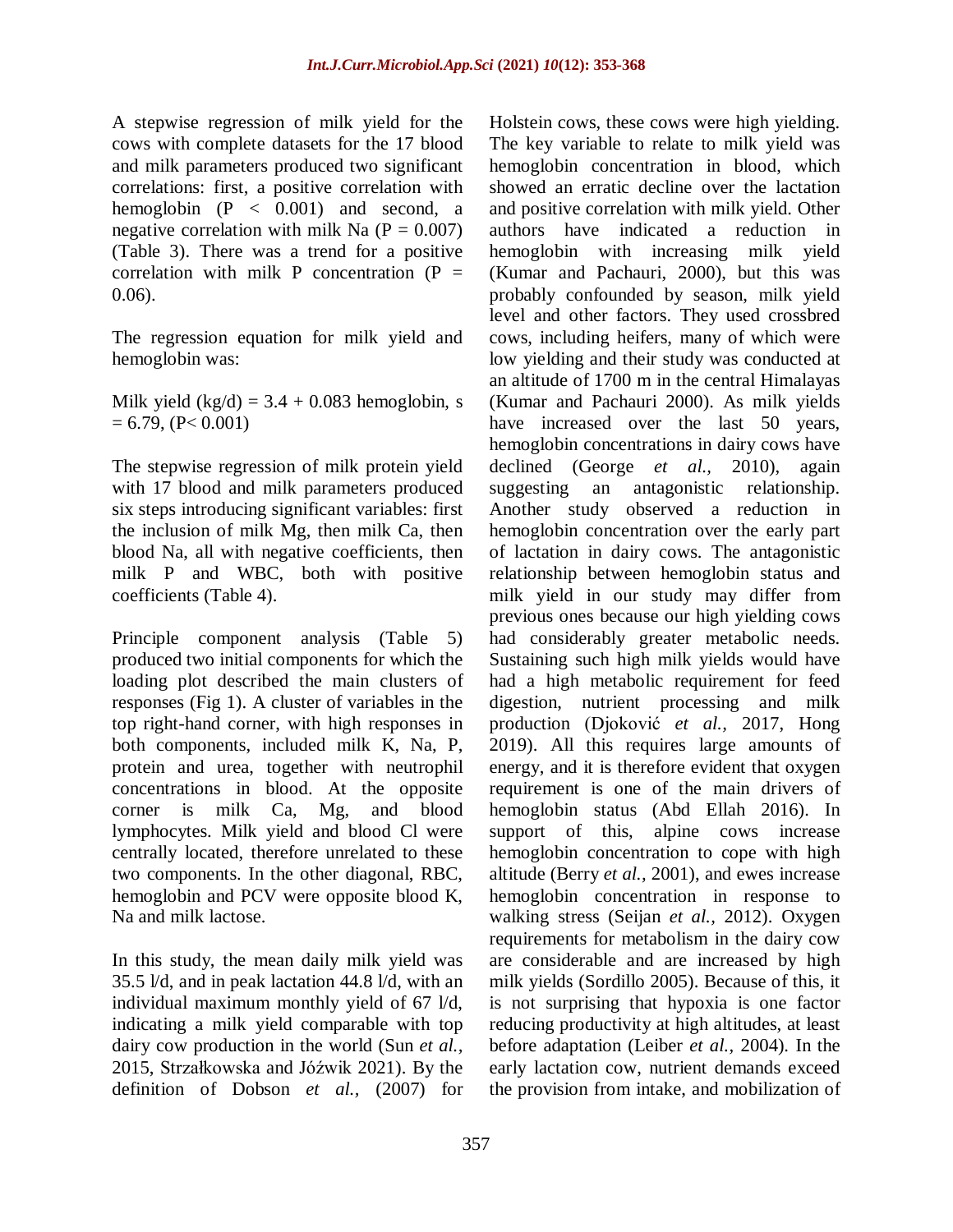A stepwise regression of milk yield for the cows with complete datasets for the 17 blood and milk parameters produced two significant correlations: first, a positive correlation with hemoglobin ($P < 0.001$) and second, a negative correlation with milk Na ($P = 0.007$) (Table 3). There was a trend for a positive correlation with milk P concentration ($P = 0.06$).

The regression equation for milk yield and hemoglobin was:

Milk yield (kg/d) = 3.4 + 0.083 hemoglobin, s = 6.79, ($P< 0.001$)

The stepwise regression of milk protein yield with 17 blood and milk parameters produced six steps introducing significant variables: first the inclusion of milk Mg, then milk Ca, then blood Na, all with negative coefficients, then milk P and WBC, both with positive coefficients (Table 4).

Principle component analysis (Table 5) produced two initial components for which the loading plot described the main clusters of responses (Fig 1). A cluster of variables in the top right-hand corner, with high responses in both components, included milk K, Na, P, protein and urea, together with neutrophil concentrations in blood. At the opposite corner is milk Ca, Mg, and blood lymphocytes. Milk yield and blood Cl were centrally located, therefore unrelated to these two components. In the other diagonal, RBC, hemoglobin and PCV were opposite blood K, Na and milk lactose.

In this study, the mean daily milk yield was 35.5 l/d, and in peak lactation 44.8 l/d, with an individual maximum monthly yield of 67 l/d, indicating a milk yield comparable with top dairy cow production in the world (Sun *et al.,* 2015, Strzałkowska and Jóźwik 2021). By the definition of Dobson *et al.,* (2007) for Holstein cows, these cows were high yielding. The key variable to relate to milk yield was hemoglobin concentration in blood, which showed an erratic decline over the lactation and positive correlation with milk yield. Other authors have indicated a reduction in hemoglobin with increasing milk yield (Kumar and Pachauri, 2000), but this was probably confounded by season, milk yield level and other factors. They used crossbred cows, including heifers, many of which were low yielding and their study was conducted at an altitude of 1700 m in the central Himalayas (Kumar and Pachauri 2000). As milk yields have increased over the last 50 years, hemoglobin concentrations in dairy cows have declined (George *et al.,* 2010), again suggesting an antagonistic relationship. Another study observed a reduction in hemoglobin concentration over the early part of lactation in dairy cows. The antagonistic relationship between hemoglobin status and milk yield in our study may differ from previous ones because our high yielding cows had considerably greater metabolic needs. Sustaining such high milk yields would have had a high metabolic requirement for feed digestion, nutrient processing and milk production (Djoković *et al.,* 2017, Hong 2019). All this requires large amounts of energy, and it is therefore evident that oxygen requirement is one of the main drivers of hemoglobin status (Abd Ellah 2016). In support of this, alpine cows increase hemoglobin concentration to cope with high altitude (Berry *et al.,* 2001), and ewes increase hemoglobin concentration in response to walking stress (Seijan *et al.,* 2012). Oxygen requirements for metabolism in the dairy cow are considerable and are increased by high milk yields (Sordillo 2005). Because of this, it is not surprising that hypoxia is one factor reducing productivity at high altitudes, at least before adaptation (Leiber *et al.,* 2004). In the early lactation cow, nutrient demands exceed the provision from intake, and mobilization of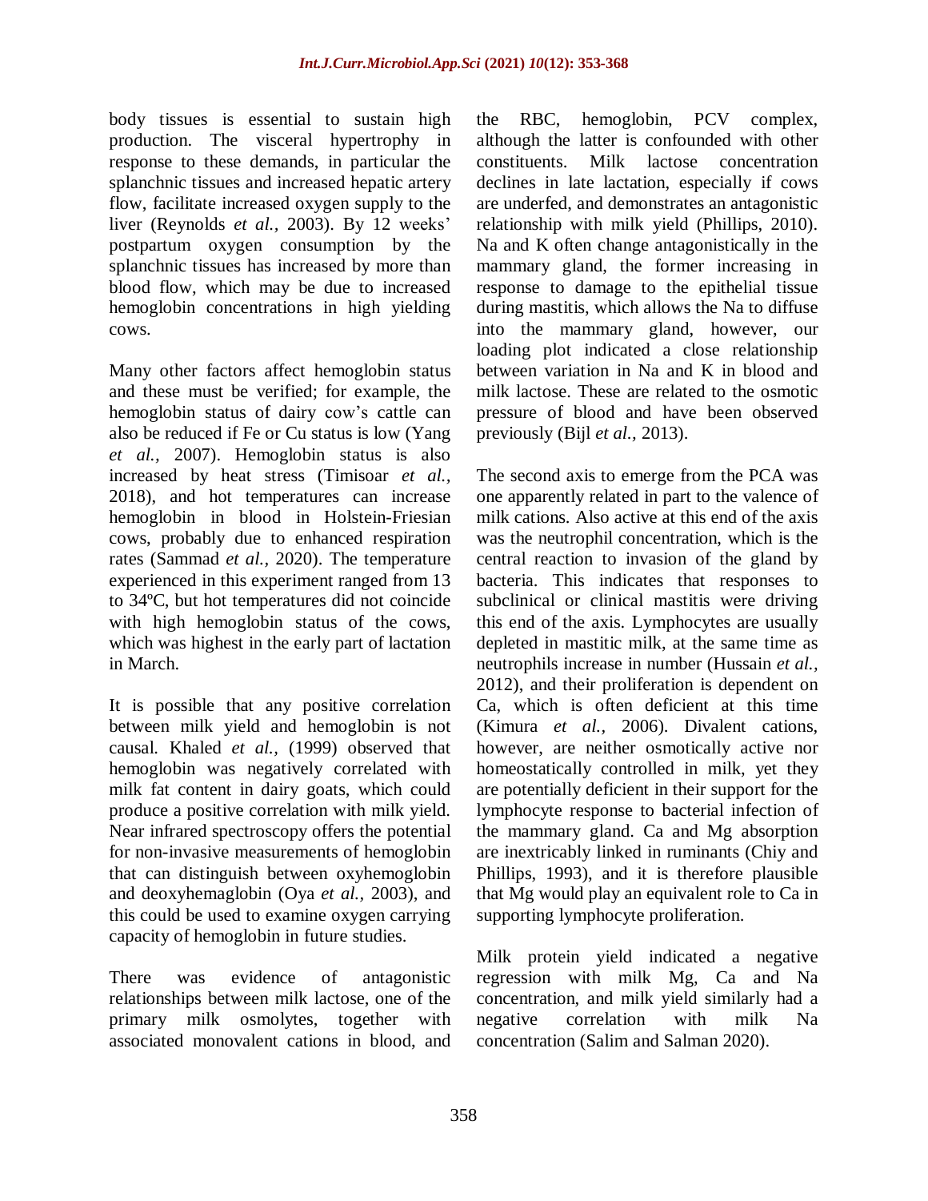body tissues is essential to sustain high production. The visceral hypertrophy in response to these demands, in particular the splanchnic tissues and increased hepatic artery flow, facilitate increased oxygen supply to the liver (Reynolds *et al.,* 2003). By 12 weeks' postpartum oxygen consumption by the splanchnic tissues has increased by more than blood flow, which may be due to increased hemoglobin concentrations in high yielding cows.

Many other factors affect hemoglobin status and these must be verified; for example, the hemoglobin status of dairy cow's cattle can also be reduced if Fe or Cu status is low (Yang *et al.,* 2007). Hemoglobin status is also increased by heat stress (Timisoar *et al.,* 2018), and hot temperatures can increase hemoglobin in blood in Holstein-Friesian cows, probably due to enhanced respiration rates (Sammad *et al.,* 2020). The temperature experienced in this experiment ranged from 13 to 34ºC, but hot temperatures did not coincide with high hemoglobin status of the cows, which was highest in the early part of lactation in March.

It is possible that any positive correlation between milk yield and hemoglobin is not causal. Khaled *et al.,* (1999) observed that hemoglobin was negatively correlated with milk fat content in dairy goats, which could produce a positive correlation with milk yield. Near infrared spectroscopy offers the potential for non-invasive measurements of hemoglobin that can distinguish between oxyhemoglobin and deoxyhemaglobin (Oya *et al.,* 2003), and this could be used to examine oxygen carrying capacity of hemoglobin in future studies.

There was evidence of antagonistic relationships between milk lactose, one of the primary milk osmolytes, together with associated monovalent cations in blood, and the RBC, hemoglobin, PCV complex, although the latter is confounded with other constituents. Milk lactose concentration declines in late lactation, especially if cows are underfed, and demonstrates an antagonistic relationship with milk yield (Phillips, 2010). Na and K often change antagonistically in the mammary gland, the former increasing in response to damage to the epithelial tissue during mastitis, which allows the Na to diffuse into the mammary gland, however, our loading plot indicated a close relationship between variation in Na and K in blood and milk lactose. These are related to the osmotic pressure of blood and have been observed previously (Bijl *et al.,* 2013).

The second axis to emerge from the PCA was one apparently related in part to the valence of milk cations. Also active at this end of the axis was the neutrophil concentration, which is the central reaction to invasion of the gland by bacteria. This indicates that responses to subclinical or clinical mastitis were driving this end of the axis. Lymphocytes are usually depleted in mastitic milk, at the same time as neutrophils increase in number (Hussain *et al.,* 2012), and their proliferation is dependent on Ca, which is often deficient at this time (Kimura *et al.,* 2006). Divalent cations, however, are neither osmotically active nor homeostatically controlled in milk, yet they are potentially deficient in their support for the lymphocyte response to bacterial infection of the mammary gland. Ca and Mg absorption are inextricably linked in ruminants (Chiy and Phillips, 1993), and it is therefore plausible that Mg would play an equivalent role to Ca in supporting lymphocyte proliferation.

Milk protein yield indicated a negative regression with milk Mg, Ca and Na concentration, and milk yield similarly had a negative correlation with milk Na concentration (Salim and Salman 2020).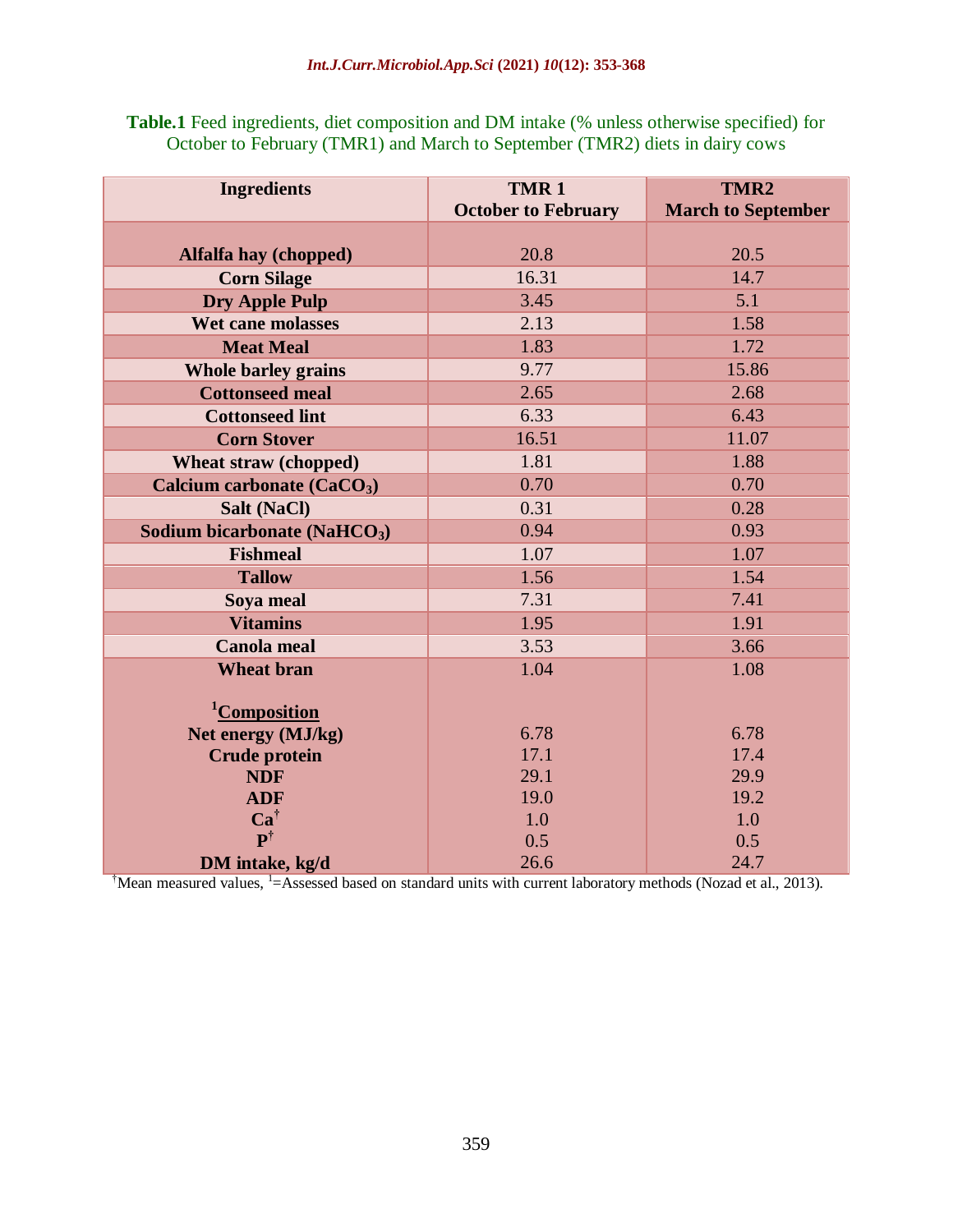**Table.1** Feed ingredients, diet composition and DM intake (% unless otherwise specified) for October to February (TMR1) and March to September (TMR2) diets in dairy cows

| Ingredients | TMR 1 October to February | TMR2 March to September |
|---|---|---|
| Alfalfa hay (chopped) | 20.8 | 20.5 |
| Corn Silage | 16.31 | 14.7 |
| Dry Apple Pulp | 3.45 | 5.1 |
| Wet cane molasses | 2.13 | 1.58 |
| Meat Meal | 1.83 | 1.72 |
| Whole barley grains | 9.77 | 15.86 |
| Cottonseed meal | 2.65 | 2.68 |
| Cottonseed lint | 6.33 | 6.43 |
| Corn Stover | 16.51 | 11.07 |
| Wheat straw (chopped) | 1.81 | 1.88 |
| Calcium carbonate ($CaCO_3$) | 0.70 | 0.70 |
| Salt (NaCl) | 0.31 | 0.28 |
| Sodium bicarbonate ($NaHCO_3$) | 0.94 | 0.93 |
| Fishmeal | 1.07 | 1.07 |
| Tallow | 1.56 | 1.54 |
| Soya meal | 7.31 | 7.41 |
| Vitamins | 1.95 | 1.91 |
| Canola meal | 3.53 | 3.66 |
| Wheat bran | 1.04 | 1.08 |
| [1]Composition | | |
| Net energy (MJ/kg) | 6.78 | 6.78 |
| Crude protein | 17.1 | 17.4 |
| NDF | 29.1 | 29.9 |
| ADF | 19.0 | 19.2 |
| Ca[†] | 1.0 | 1.0 |
| P[†] | 0.5 | 0.5 |
| DM intake, kg/d | 26.6 | 24.7 |

[†]Mean measured values, [1]=Assessed based on standard units with current laboratory methods (Nozad et al., 2013).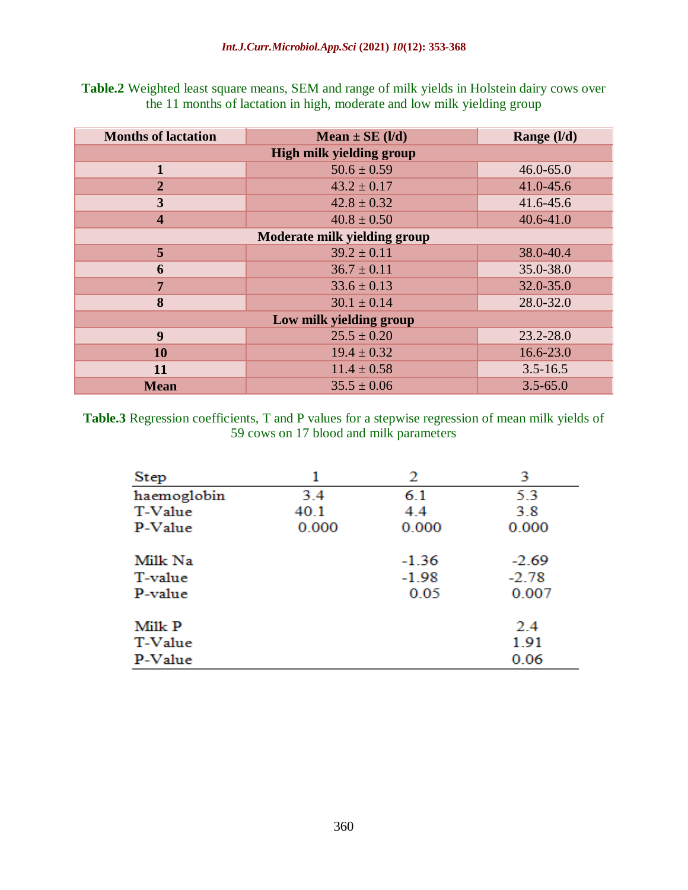**Table.2** Weighted least square means, SEM and range of milk yields in Holstein dairy cows over the 11 months of lactation in high, moderate and low milk yielding group

| Months of lactation | Mean ± SE (l/d) | Range (l/d) |
|---|---|---|
| **High milk yielding group** | | |
| **1** | 50.6 ± 0.59 | 46.0-65.0 |
| **2** | 43.2 ± 0.17 | 41.0-45.6 |
| **3** | 42.8 ± 0.32 | 41.6-45.6 |
| **4** | 40.8 ± 0.50 | 40.6-41.0 |
| **Moderate milk yielding group** | | |
| **5** | 39.2 ± 0.11 | 38.0-40.4 |
| **6** | 36.7 ± 0.11 | 35.0-38.0 |
| **7** | 33.6 ± 0.13 | 32.0-35.0 |
| **8** | 30.1 ± 0.14 | 28.0-32.0 |
| **Low milk yielding group** | | |
| **9** | 25.5 ± 0.20 | 23.2-28.0 |
| **10** | 19.4 ± 0.32 | 16.6-23.0 |
| **11** | 11.4 ± 0.58 | 3.5-16.5 |
| **Mean** | 35.5 ± 0.06 | 3.5-65.0 |

**Table.3** Regression coefficients, T and P values for a stepwise regression of mean milk yields of 59 cows on 17 blood and milk parameters

| Step | 1 | 2 | 3 |
|---|---|---|---|
| haemoglobin | 3.4 | 6.1 | 5.3 |
| T-Value | 40.1 | 4.4 | 3.8 |
| P-Value | 0.000 | 0.000 | 0.000 |
| Milk Na | | -1.36 | -2.69 |
| T-value | | -1.98 | -2.78 |
| P-value | | 0.05 | 0.007 |
| Milk P | | | 2.4 |
| T-Value | | | 1.91 |
| P-Value | | | 0.06 |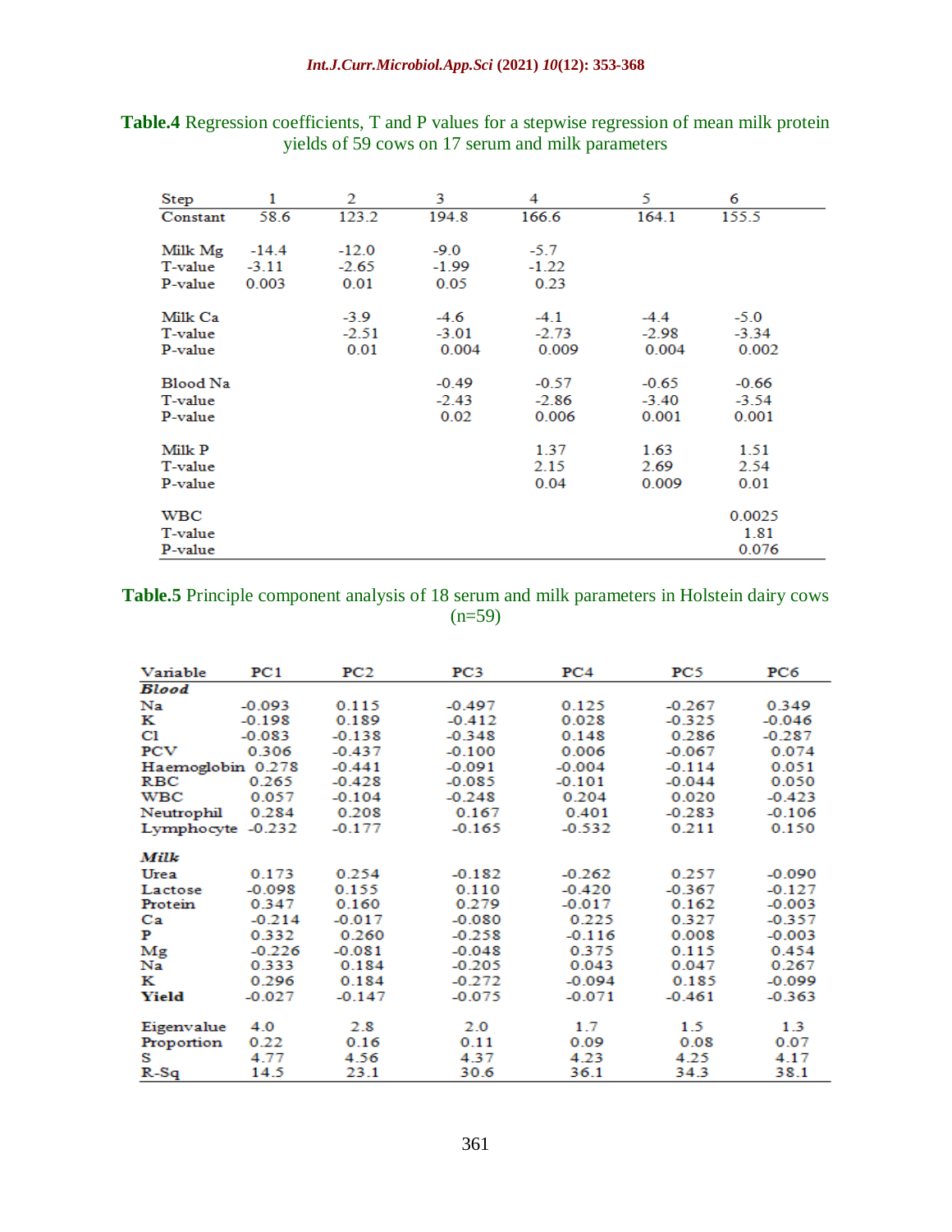**Table.4** Regression coefficients, T and P values for a stepwise regression of mean milk protein yields of 59 cows on 17 serum and milk parameters

| Step | 1 | 2 | 3 | 4 | 5 | 6 |
|---|---|---|---|---|---|---|
| Constant | 58.6 | 123.2 | 194.8 | 166.6 | 164.1 | 155.5 |
| Milk Mg | -14.4 | -12.0 | -9.0 | -5.7 | | |
| T-value | -3.11 | -2.65 | -1.99 | -1.22 | | |
| P-value | 0.003 | 0.01 | 0.05 | 0.23 | | |
| Milk Ca | | -3.9 | -4.6 | -4.1 | -4.4 | -5.0 |
| T-value | | -2.51 | -3.01 | -2.73 | -2.98 | -3.34 |
| P-value | | 0.01 | 0.004 | 0.009 | 0.004 | 0.002 |
| Blood Na | | | -0.49 | -0.57 | -0.65 | -0.66 |
| T-value | | | -2.43 | -2.86 | -3.40 | -3.54 |
| P-value | | | 0.02 | 0.006 | 0.001 | 0.001 |
| Milk P | | | | 1.37 | 1.63 | 1.51 |
| T-value | | | | 2.15 | 2.69 | 2.54 |
| P-value | | | | 0.04 | 0.009 | 0.01 |
| WBC | | | | | | 0.0025 |
| T-value | | | | | | 1.81 |
| P-value | | | | | | 0.076 |

**Table.5** Principle component analysis of 18 serum and milk parameters in Holstein dairy cows (n=59)

| Variable | PC1 | PC2 | PC3 | PC4 | PC5 | PC6 |
|---|---|---|---|---|---|---|
| ***Blood*** | | | | | | |
| Na | -0.093 | 0.115 | -0.497 | 0.125 | -0.267 | 0.349 |
| K | -0.198 | 0.189 | -0.412 | 0.028 | -0.325 | -0.046 |
| Cl | -0.083 | -0.138 | -0.348 | 0.148 | 0.286 | -0.287 |
| PCV | 0.306 | -0.437 | -0.100 | 0.006 | -0.067 | 0.074 |
| Haemoglobin | 0.278 | -0.441 | -0.091 | -0.004 | -0.114 | 0.051 |
| RBC | 0.265 | -0.428 | -0.085 | -0.101 | -0.044 | 0.050 |
| WBC | 0.057 | -0.104 | -0.248 | 0.204 | 0.020 | -0.423 |
| Neutrophil | 0.284 | 0.208 | 0.167 | 0.401 | -0.283 | -0.106 |
| Lymphocyte | -0.232 | -0.177 | -0.165 | -0.532 | 0.211 | 0.150 |
| ***Milk*** | | | | | | |
| Urea | 0.173 | 0.254 | -0.182 | -0.262 | 0.257 | -0.090 |
| Lactose | -0.098 | 0.155 | 0.110 | -0.420 | -0.367 | -0.127 |
| Protein | 0.347 | 0.160 | 0.279 | -0.017 | 0.162 | -0.003 |
| Ca | -0.214 | -0.017 | -0.080 | 0.225 | 0.327 | -0.357 |
| P | 0.332 | 0.260 | -0.258 | -0.116 | 0.008 | -0.003 |
| Mg | -0.226 | -0.081 | -0.048 | 0.375 | 0.115 | 0.454 |
| Na | 0.333 | 0.184 | -0.205 | 0.043 | 0.047 | 0.267 |
| K | 0.296 | 0.184 | -0.272 | -0.094 | 0.185 | -0.099 |
| **Yield** | -0.027 | -0.147 | -0.075 | -0.071 | -0.461 | -0.363 |
| Eigenvalue | 4.0 | 2.8 | 2.0 | 1.7 | 1.5 | 1.3 |
| Proportion | 0.22 | 0.16 | 0.11 | 0.09 | 0.08 | 0.07 |
| S | 4.77 | 4.56 | 4.37 | 4.23 | 4.25 | 4.17 |
| R-Sq | 14.5 | 23.1 | 30.6 | 36.1 | 34.3 | 38.1 |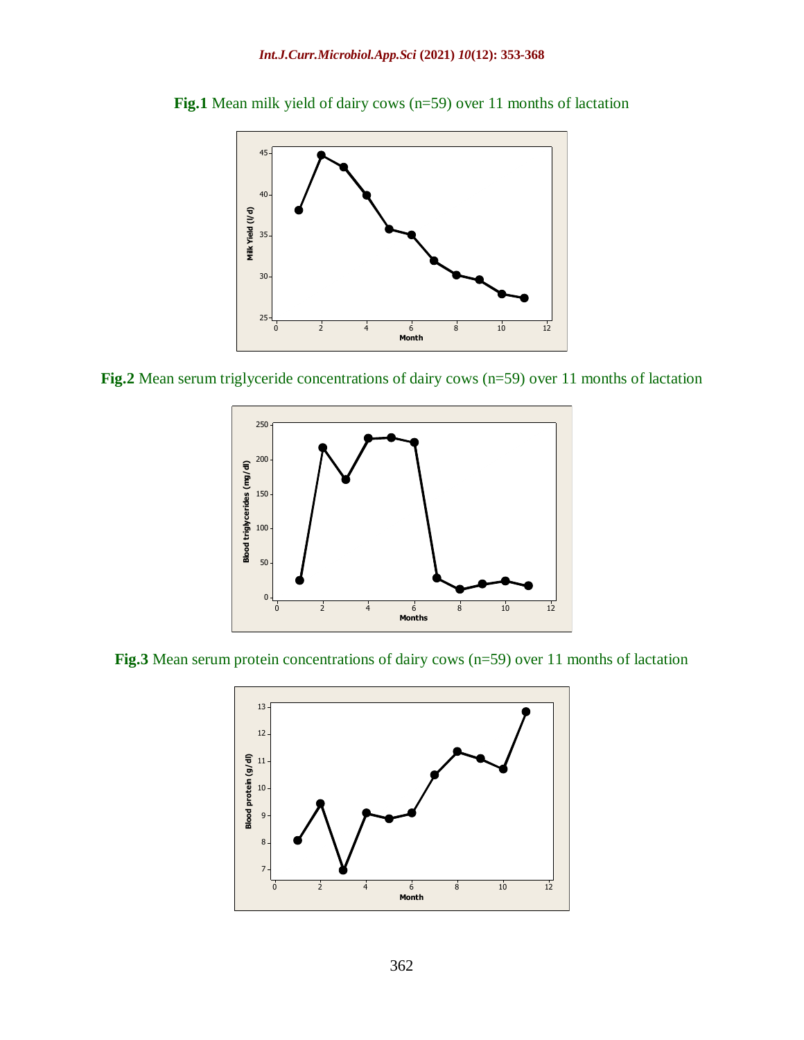**Fig.1** Mean milk yield of dairy cows (n=59) over 11 months of lactation

**Fig.2** Mean serum triglyceride concentrations of dairy cows (n=59) over 11 months of lactation

**Fig.3** Mean serum protein concentrations of dairy cows (n=59) over 11 months of lactation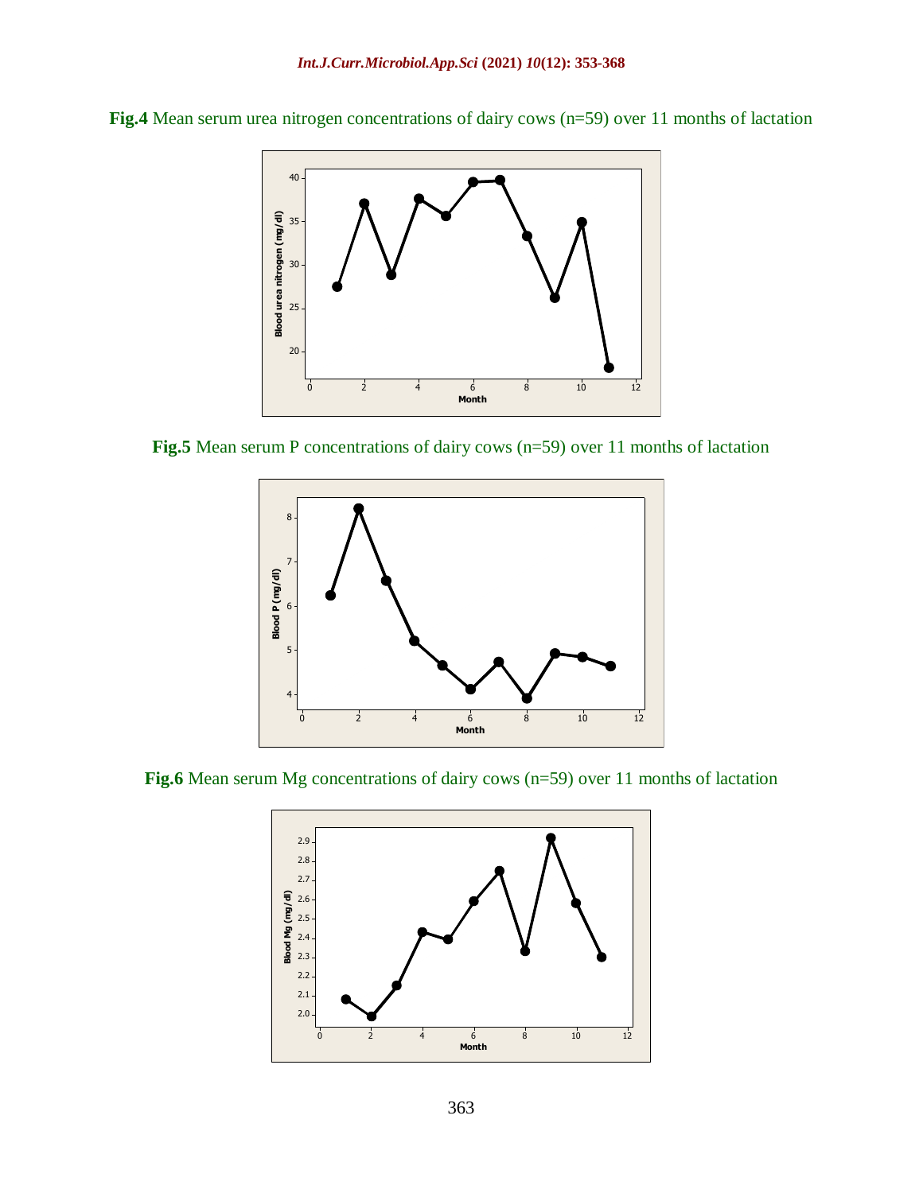**Fig.4** Mean serum urea nitrogen concentrations of dairy cows (n=59) over 11 months of lactation

**Fig.5** Mean serum P concentrations of dairy cows (n=59) over 11 months of lactation

**Fig.6** Mean serum Mg concentrations of dairy cows (n=59) over 11 months of lactation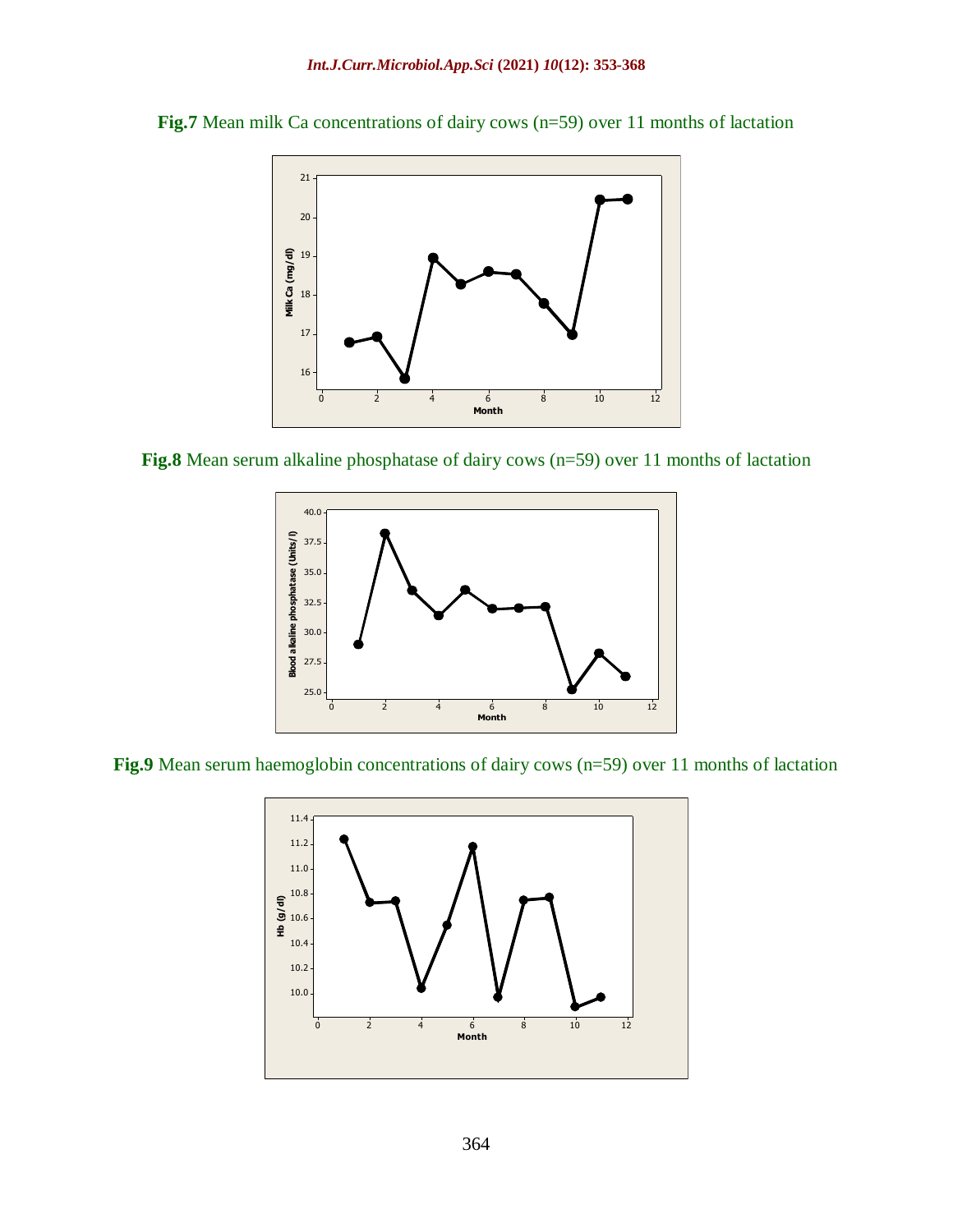**Fig.7** Mean milk Ca concentrations of dairy cows (n=59) over 11 months of lactation

**Fig.8** Mean serum alkaline phosphatase of dairy cows (n=59) over 11 months of lactation

**Fig.9** Mean serum haemoglobin concentrations of dairy cows (n=59) over 11 months of lactation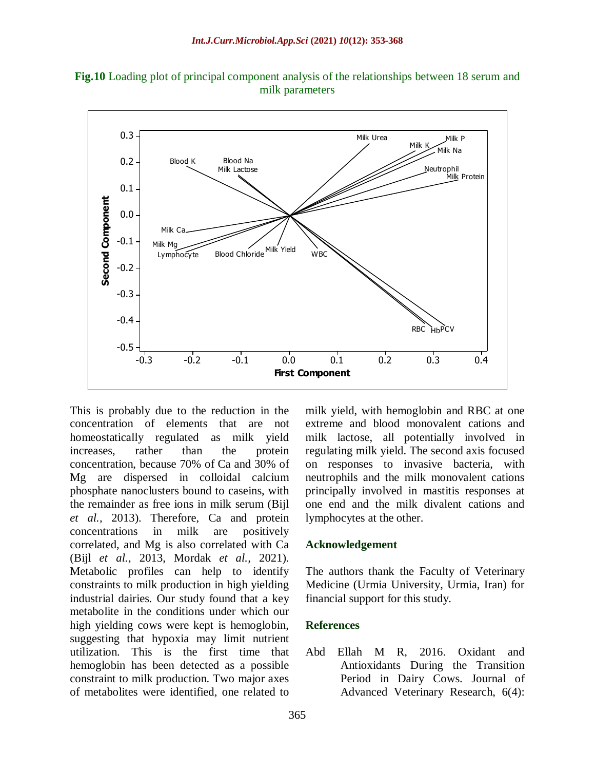**Fig.10** Loading plot of principal component analysis of the relationships between 18 serum and milk parameters

This is probably due to the reduction in the concentration of elements that are not homeostatically regulated as milk yield increases, rather than the protein concentration, because 70% of Ca and 30% of Mg are dispersed in colloidal calcium phosphate nanoclusters bound to caseins, with the remainder as free ions in milk serum (Bijl *et al.,* 2013). Therefore, Ca and protein concentrations in milk are positively correlated, and Mg is also correlated with Ca (Bijl *et al.,* 2013, Mordak *et al.,* 2021). Metabolic profiles can help to identify constraints to milk production in high yielding industrial dairies. Our study found that a key metabolite in the conditions under which our high yielding cows were kept is hemoglobin, suggesting that hypoxia may limit nutrient utilization. This is the first time that hemoglobin has been detected as a possible constraint to milk production. Two major axes of metabolites were identified, one related to milk yield, with hemoglobin and RBC at one extreme and blood monovalent cations and milk lactose, all potentially involved in regulating milk yield. The second axis focused on responses to invasive bacteria, with neutrophils and the milk monovalent cations principally involved in mastitis responses at one end and the milk divalent cations and lymphocytes at the other.

## Acknowledgement

The authors thank the Faculty of Veterinary Medicine (Urmia University, Urmia, Iran) for financial support for this study.

## References

Abd Ellah M R, 2016. Oxidant and Antioxidants During the Transition Period in Dairy Cows. Journal of Advanced Veterinary Research, 6(4):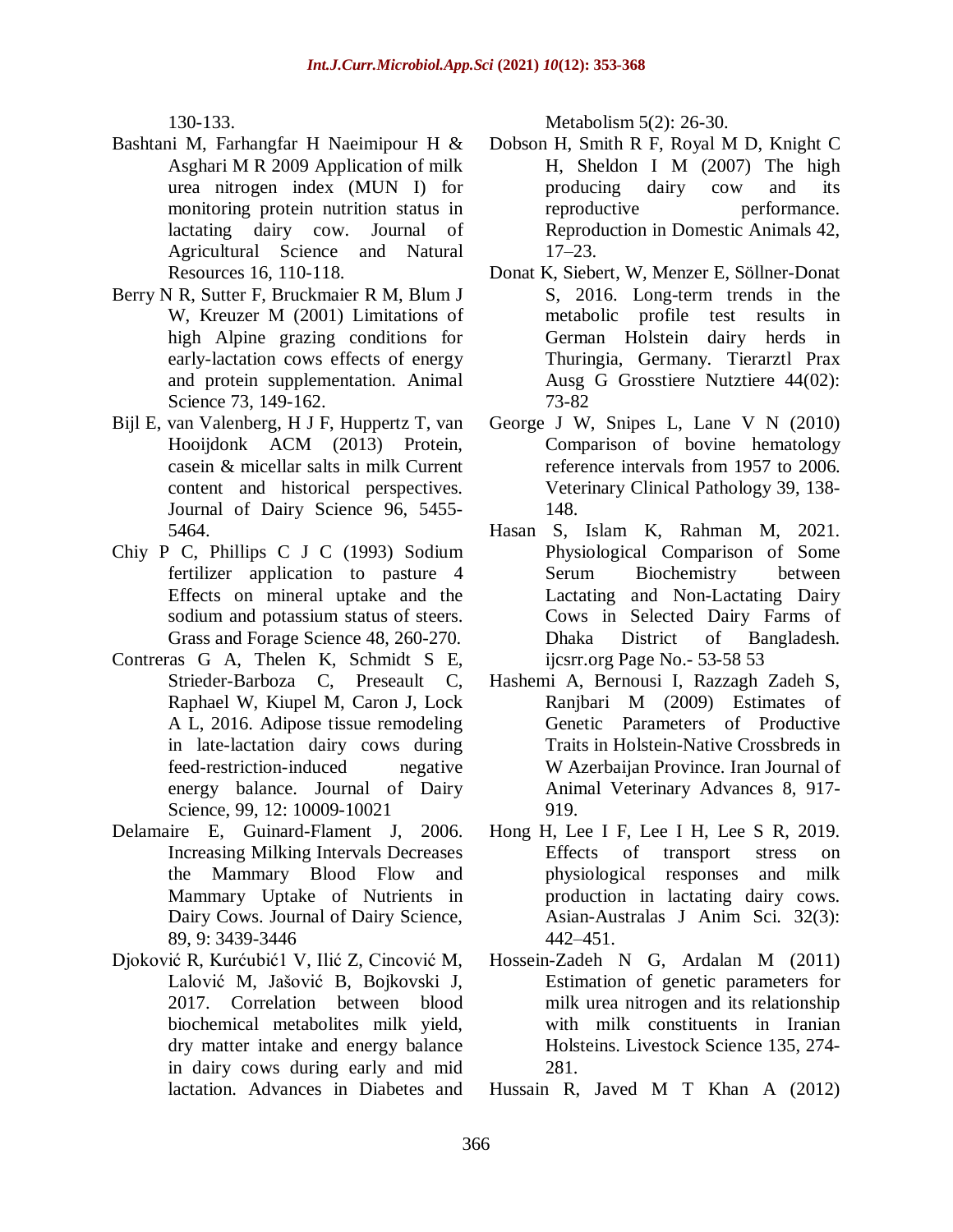130-133.

Bashtani M, Farhangfar H Naeimipour H & Asghari M R 2009 Application of milk urea nitrogen index (MUN I) for monitoring protein nutrition status in lactating dairy cow. Journal of Agricultural Science and Natural Resources 16, 110-118.

Berry N R, Sutter F, Bruckmaier R M, Blum J W, Kreuzer M (2001) Limitations of high Alpine grazing conditions for early-lactation cows effects of energy and protein supplementation. Animal Science 73, 149-162.

Bijl E, van Valenberg, H J F, Huppertz T, van Hooijdonk ACM (2013) Protein, casein & micellar salts in milk Current content and historical perspectives. Journal of Dairy Science 96, 5455-5464.

Chiy P C, Phillips C J C (1993) Sodium fertilizer application to pasture 4 Effects on mineral uptake and the sodium and potassium status of steers. Grass and Forage Science 48, 260-270.

Contreras G A, Thelen K, Schmidt S E, Strieder-Barboza C, Preseault C, Raphael W, Kiupel M, Caron J, Lock A L, 2016. Adipose tissue remodeling in late-lactation dairy cows during feed-restriction-induced negative energy balance. Journal of Dairy Science, 99, 12: 10009-10021

Delamaire E, Guinard-Flament J, 2006. Increasing Milking Intervals Decreases the Mammary Blood Flow and Mammary Uptake of Nutrients in Dairy Cows. Journal of Dairy Science, 89, 9: 3439-3446

Djoković R, Kurćubić1 V, Ilić Z, Cincović M, Lalović M, Jašović B, Bojkovski J, 2017. Correlation between blood biochemical metabolites milk yield, dry matter intake and energy balance in dairy cows during early and mid lactation. Advances in Diabetes and Metabolism 5(2): 26-30.

Dobson H, Smith R F, Royal M D, Knight C H, Sheldon I M (2007) The high producing dairy cow and its reproductive performance. Reproduction in Domestic Animals 42, 17–23.

Donat K, Siebert, W, Menzer E, Söllner-Donat S, 2016. Long-term trends in the metabolic profile test results in German Holstein dairy herds in Thuringia, Germany. Tierarztl Prax Ausg G Grosstiere Nutztiere 44(02): 73-82

George J W, Snipes L, Lane V N (2010) Comparison of bovine hematology reference intervals from 1957 to 2006. Veterinary Clinical Pathology 39, 138-148.

Hasan S, Islam K, Rahman M, 2021. Physiological Comparison of Some Serum Biochemistry between Lactating and Non-Lactating Dairy Cows in Selected Dairy Farms of Dhaka District of Bangladesh. ijcsrr.org Page No.- 53-58 53

Hashemi A, Bernousi I, Razzagh Zadeh S, Ranjbari M (2009) Estimates of Genetic Parameters of Productive Traits in Holstein-Native Crossbreds in W Azerbaijan Province. Iran Journal of Animal Veterinary Advances 8, 917-919.

Hong H, Lee I F, Lee I H, Lee S R, 2019. Effects of transport stress on physiological responses and milk production in lactating dairy cows. Asian-Australas J Anim Sci. 32(3): 442–451.

Hossein-Zadeh N G, Ardalan M (2011) Estimation of genetic parameters for milk urea nitrogen and its relationship with milk constituents in Iranian Holsteins. Livestock Science 135, 274-281.

Hussain R, Javed M T Khan A (2012)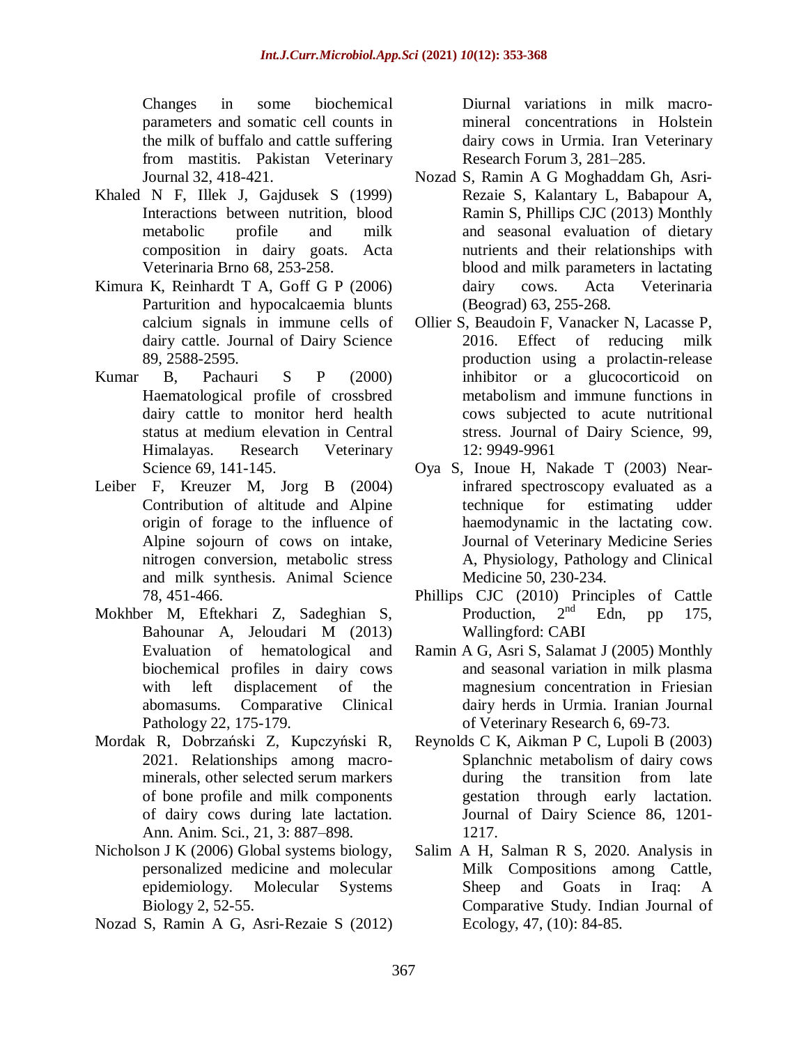Changes in some biochemical parameters and somatic cell counts in the milk of buffalo and cattle suffering from mastitis. Pakistan Veterinary Journal 32, 418-421.

Khaled N F, Illek J, Gajdusek S (1999) Interactions between nutrition, blood metabolic profile and milk composition in dairy goats. Acta Veterinaria Brno 68, 253-258.

Kimura K, Reinhardt T A, Goff G P (2006) Parturition and hypocalcaemia blunts calcium signals in immune cells of dairy cattle. Journal of Dairy Science 89, 2588-2595.

Kumar B, Pachauri S P (2000) Haematological profile of crossbred dairy cattle to monitor herd health status at medium elevation in Central Himalayas. Research Veterinary Science 69, 141-145.

Leiber F, Kreuzer M, Jorg B (2004) Contribution of altitude and Alpine origin of forage to the influence of Alpine sojourn of cows on intake, nitrogen conversion, metabolic stress and milk synthesis. Animal Science 78, 451-466.

Mokhber M, Eftekhari Z, Sadeghian S, Bahounar A, Jeloudari M (2013) Evaluation of hematological and biochemical profiles in dairy cows with left displacement of the abomasums. Comparative Clinical Pathology 22, 175-179.

Mordak R, Dobrzański Z, Kupczyński R, 2021. Relationships among macro-minerals, other selected serum markers of bone profile and milk components of dairy cows during late lactation. Ann. Anim. Sci., 21, 3: 887–898.

Nicholson J K (2006) Global systems biology, personalized medicine and molecular epidemiology. Molecular Systems Biology 2, 52-55.

Nozad S, Ramin A G, Asri-Rezaie S (2012) Diurnal variations in milk macro-mineral concentrations in Holstein dairy cows in Urmia. Iran Veterinary Research Forum 3, 281–285.

Nozad S, Ramin A G Moghaddam Gh, Asri-Rezaie S, Kalantary L, Babapour A, Ramin S, Phillips CJC (2013) Monthly and seasonal evaluation of dietary nutrients and their relationships with blood and milk parameters in lactating dairy cows. Acta Veterinaria (Beograd) 63, 255-268.

Ollier S, Beaudoin F, Vanacker N, Lacasse P, 2016. Effect of reducing milk production using a prolactin-release inhibitor or a glucocorticoid on metabolism and immune functions in cows subjected to acute nutritional stress. Journal of Dairy Science, 99, 12: 9949-9961

Oya S, Inoue H, Nakade T (2003) Near-infrared spectroscopy evaluated as a technique for estimating udder haemodynamic in the lactating cow. Journal of Veterinary Medicine Series A, Physiology, Pathology and Clinical Medicine 50, 230-234.

Phillips CJC (2010) Principles of Cattle Production, 2nd Edn, pp 175, Wallingford: CABI

Ramin A G, Asri S, Salamat J (2005) Monthly and seasonal variation in milk plasma magnesium concentration in Friesian dairy herds in Urmia. Iranian Journal of Veterinary Research 6, 69-73.

Reynolds C K, Aikman P C, Lupoli B (2003) Splanchnic metabolism of dairy cows during the transition from late gestation through early lactation. Journal of Dairy Science 86, 1201-1217.

Salim A H, Salman R S, 2020. Analysis in Milk Compositions among Cattle, Sheep and Goats in Iraq: A Comparative Study. Indian Journal of Ecology, 47, (10): 84-85.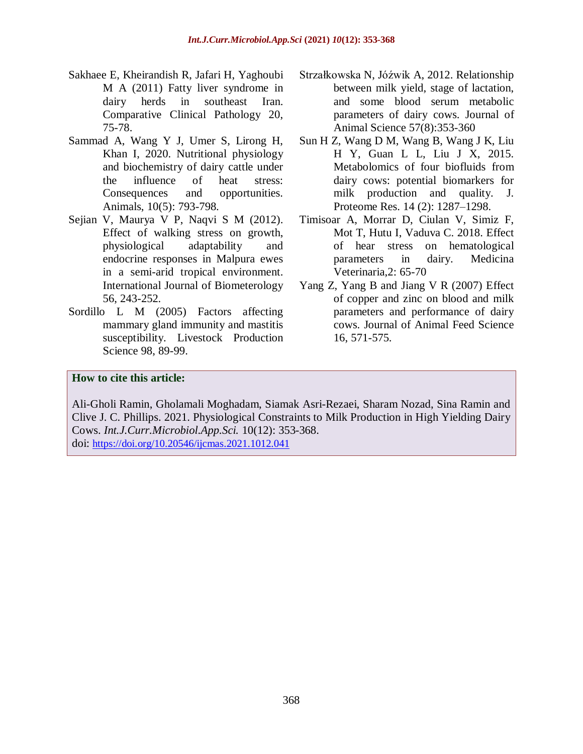Sakhaee E, Kheirandish R, Jafari H, Yaghoubi M A (2011) Fatty liver syndrome in dairy herds in southeast Iran. Comparative Clinical Pathology 20, 75-78.

Sammad A, Wang Y J, Umer S, Lirong H, Khan I, 2020. Nutritional physiology and biochemistry of dairy cattle under the influence of heat stress: Consequences and opportunities. Animals, 10(5): 793-798.

Sejian V, Maurya V P, Naqvi S M (2012). Effect of walking stress on growth, physiological adaptability and endocrine responses in Malpura ewes in a semi-arid tropical environment. International Journal of Biometerology 56, 243-252.

Sordillo L M (2005) Factors affecting mammary gland immunity and mastitis susceptibility. Livestock Production Science 98, 89-99.

Strzałkowska N, Jóźwik A, 2012. Relationship between milk yield, stage of lactation, and some blood serum metabolic parameters of dairy cows. Journal of Animal Science 57(8):353-360

Sun H Z, Wang D M, Wang B, Wang J K, Liu H Y, Guan L L, Liu J X, 2015. Metabolomics of four biofluids from dairy cows: potential biomarkers for milk production and quality. J. Proteome Res. 14 (2): 1287–1298.

Timisoar A, Morrar D, Ciulan V, Simiz F, Mot T, Hutu I, Vaduva C. 2018. Effect of hear stress on hematological parameters in dairy. Medicina Veterinaria,2: 65-70

Yang Z, Yang B and Jiang V R (2007) Effect of copper and zinc on blood and milk parameters and performance of dairy cows. Journal of Animal Feed Science 16, 571-575.

**How to cite this article:**

Ali-Gholi Ramin, Gholamali Moghadam, Siamak Asri-Rezaei, Sharam Nozad, Sina Ramin and Clive J. C. Phillips. 2021. Physiological Constraints to Milk Production in High Yielding Dairy Cows. *Int.J.Curr.Microbiol.App.Sci.* 10(12): 353-368.
doi: https://doi.org/10.20546/ijcmas.2021.1012.041